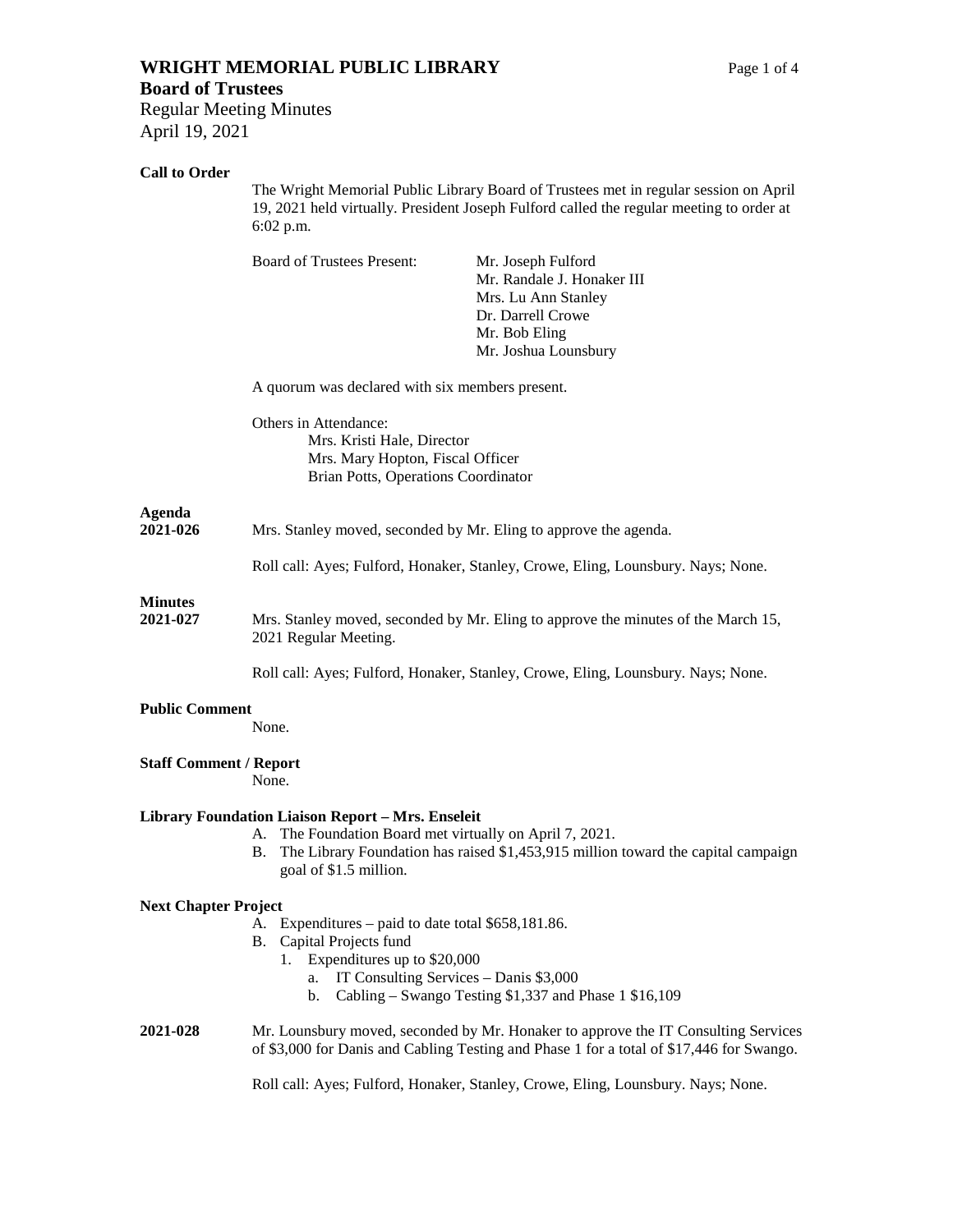# WRIGHT MEMORIAL PUBLIC LIBRARY

## Board of Trustees

Regular Meeting Minutes
April 19, 2021

**Call to Order**

The Wright Memorial Public Library Board of Trustees met in regular session on April 19, 2021 held virtually. President Joseph Fulford called the regular meeting to order at 6:02 p.m.

Board of Trustees Present:
- Mr. Joseph Fulford
- Mr. Randale J. Honaker III
- Mrs. Lu Ann Stanley
- Dr. Darrell Crowe
- Mr. Bob Eling
- Mr. Joshua Lounsbury

A quorum was declared with six members present.

Others in Attendance:
- Mrs. Kristi Hale, Director
- Mrs. Mary Hopton, Fiscal Officer
- Brian Potts, Operations Coordinator

**Agenda**
**2021-026** Mrs. Stanley moved, seconded by Mr. Eling to approve the agenda.

Roll call: Ayes; Fulford, Honaker, Stanley, Crowe, Eling, Lounsbury. Nays; None.

**Minutes**
**2021-027** Mrs. Stanley moved, seconded by Mr. Eling to approve the minutes of the March 15, 2021 Regular Meeting.

Roll call: Ayes; Fulford, Honaker, Stanley, Crowe, Eling, Lounsbury. Nays; None.

**Public Comment**

None.

**Staff Comment / Report**

None.

**Library Foundation Liaison Report – Mrs. Enseleit**

A. The Foundation Board met virtually on April 7, 2021.
B. The Library Foundation has raised $1,453,915 million toward the capital campaign goal of $1.5 million.

**Next Chapter Project**

A. Expenditures – paid to date total $658,181.86.
B. Capital Projects fund
   1. Expenditures up to $20,000
      a. IT Consulting Services – Danis $3,000
      b. Cabling – Swango Testing $1,337 and Phase 1 $16,109

**2021-028** Mr. Lounsbury moved, seconded by Mr. Honaker to approve the IT Consulting Services of $3,000 for Danis and Cabling Testing and Phase 1 for a total of $17,446 for Swango.

Roll call: Ayes; Fulford, Honaker, Stanley, Crowe, Eling, Lounsbury. Nays; None.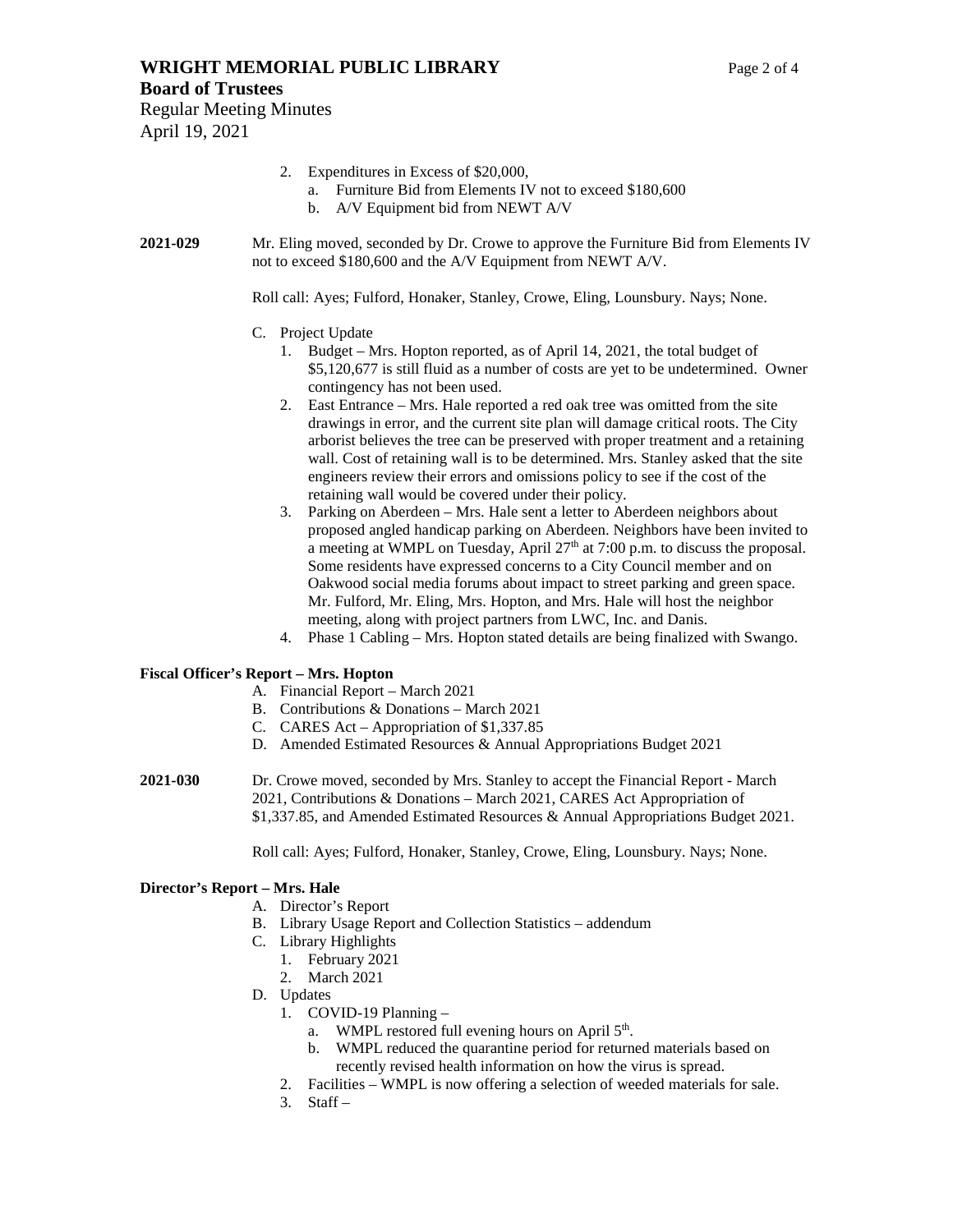2. Expenditures in Excess of $20,000,
   a. Furniture Bid from Elements IV not to exceed $180,600
   b. A/V Equipment bid from NEWT A/V

**2021-029** Mr. Eling moved, seconded by Dr. Crowe to approve the Furniture Bid from Elements IV not to exceed $180,600 and the A/V Equipment from NEWT A/V.

Roll call: Ayes; Fulford, Honaker, Stanley, Crowe, Eling, Lounsbury. Nays; None.

C. Project Update
   1. Budget – Mrs. Hopton reported, as of April 14, 2021, the total budget of $5,120,677 is still fluid as a number of costs are yet to be undetermined. Owner contingency has not been used.
   2. East Entrance – Mrs. Hale reported a red oak tree was omitted from the site drawings in error, and the current site plan will damage critical roots. The City arborist believes the tree can be preserved with proper treatment and a retaining wall. Cost of retaining wall is to be determined. Mrs. Stanley asked that the site engineers review their errors and omissions policy to see if the cost of the retaining wall would be covered under their policy.
   3. Parking on Aberdeen – Mrs. Hale sent a letter to Aberdeen neighbors about proposed angled handicap parking on Aberdeen. Neighbors have been invited to a meeting at WMPL on Tuesday, April 27th at 7:00 p.m. to discuss the proposal. Some residents have expressed concerns to a City Council member and on Oakwood social media forums about impact to street parking and green space. Mr. Fulford, Mr. Eling, Mrs. Hopton, and Mrs. Hale will host the neighbor meeting, along with project partners from LWC, Inc. and Danis.
   4. Phase 1 Cabling – Mrs. Hopton stated details are being finalized with Swango.

**Fiscal Officer's Report – Mrs. Hopton**

A. Financial Report – March 2021
B. Contributions & Donations – March 2021
C. CARES Act – Appropriation of $1,337.85
D. Amended Estimated Resources & Annual Appropriations Budget 2021

**2021-030** Dr. Crowe moved, seconded by Mrs. Stanley to accept the Financial Report - March 2021, Contributions & Donations – March 2021, CARES Act Appropriation of $1,337.85, and Amended Estimated Resources & Annual Appropriations Budget 2021.

Roll call: Ayes; Fulford, Honaker, Stanley, Crowe, Eling, Lounsbury. Nays; None.

**Director's Report – Mrs. Hale**

A. Director's Report
B. Library Usage Report and Collection Statistics – addendum
C. Library Highlights
   1. February 2021
   2. March 2021
D. Updates
   1. COVID-19 Planning –
      a. WMPL restored full evening hours on April 5th.
      b. WMPL reduced the quarantine period for returned materials based on recently revised health information on how the virus is spread.
   2. Facilities – WMPL is now offering a selection of weeded materials for sale.
   3. Staff –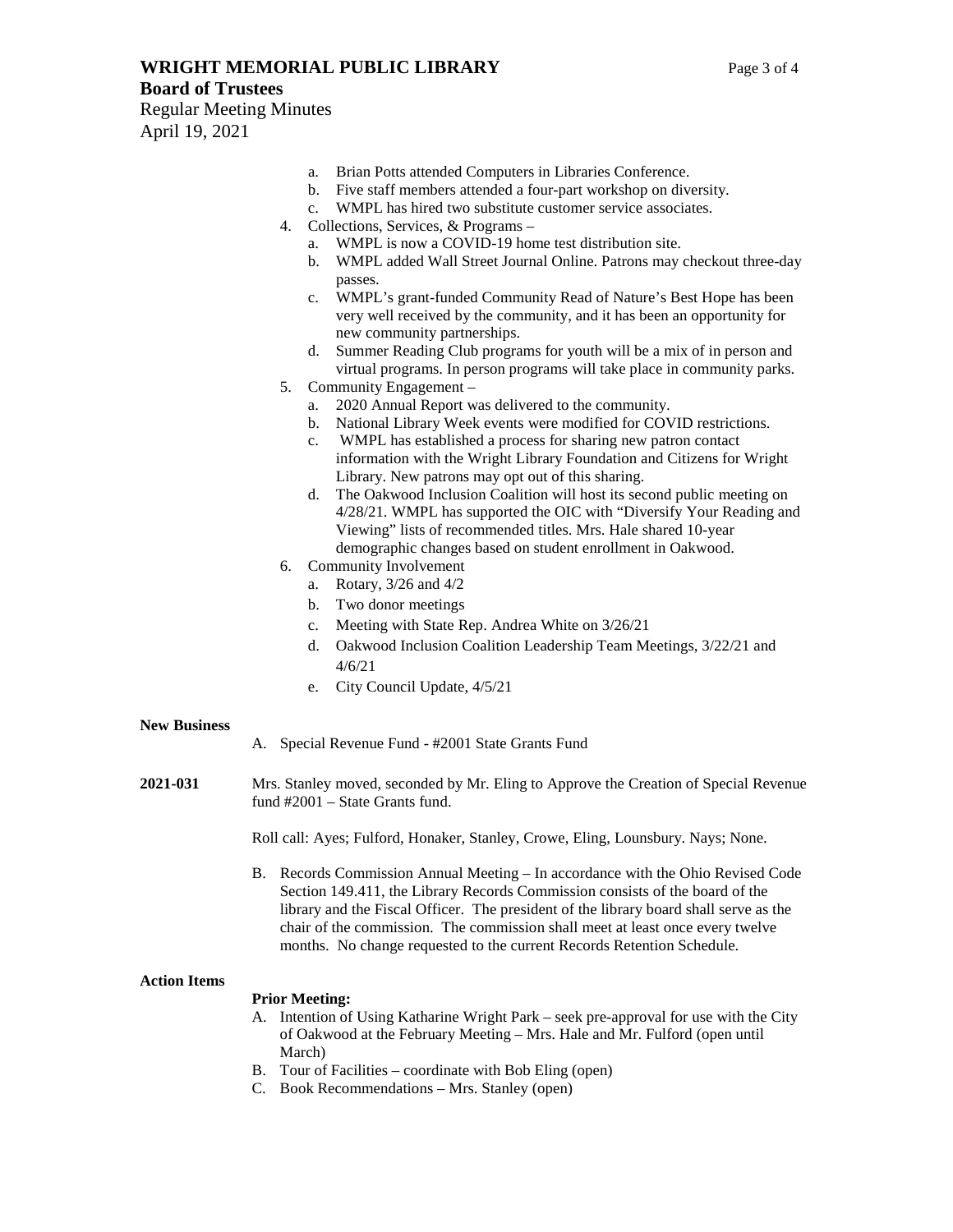a. Brian Potts attended Computers in Libraries Conference.
b. Five staff members attended a four-part workshop on diversity.
c. WMPL has hired two substitute customer service associates.

4. Collections, Services, & Programs –
   a. WMPL is now a COVID-19 home test distribution site.
   b. WMPL added Wall Street Journal Online. Patrons may checkout three-day passes.
   c. WMPL's grant-funded Community Read of Nature's Best Hope has been very well received by the community, and it has been an opportunity for new community partnerships.
   d. Summer Reading Club programs for youth will be a mix of in person and virtual programs. In person programs will take place in community parks.
5. Community Engagement –
   a. 2020 Annual Report was delivered to the community.
   b. National Library Week events were modified for COVID restrictions.
   c. WMPL has established a process for sharing new patron contact information with the Wright Library Foundation and Citizens for Wright Library. New patrons may opt out of this sharing.
   d. The Oakwood Inclusion Coalition will host its second public meeting on 4/28/21. WMPL has supported the OIC with "Diversify Your Reading and Viewing" lists of recommended titles. Mrs. Hale shared 10-year demographic changes based on student enrollment in Oakwood.
6. Community Involvement
   a. Rotary, 3/26 and 4/2
   b. Two donor meetings
   c. Meeting with State Rep. Andrea White on 3/26/21
   d. Oakwood Inclusion Coalition Leadership Team Meetings, 3/22/21 and 4/6/21
   e. City Council Update, 4/5/21

**New Business**

A. Special Revenue Fund - #2001 State Grants Fund

**2021-031** Mrs. Stanley moved, seconded by Mr. Eling to Approve the Creation of Special Revenue fund #2001 – State Grants fund.

Roll call: Ayes; Fulford, Honaker, Stanley, Crowe, Eling, Lounsbury. Nays; None.

B. Records Commission Annual Meeting – In accordance with the Ohio Revised Code Section 149.411, the Library Records Commission consists of the board of the library and the Fiscal Officer. The president of the library board shall serve as the chair of the commission. The commission shall meet at least once every twelve months. No change requested to the current Records Retention Schedule.

**Action Items**

**Prior Meeting:**

A. Intention of Using Katharine Wright Park – seek pre-approval for use with the City of Oakwood at the February Meeting – Mrs. Hale and Mr. Fulford (open until March)
B. Tour of Facilities – coordinate with Bob Eling (open)
C. Book Recommendations – Mrs. Stanley (open)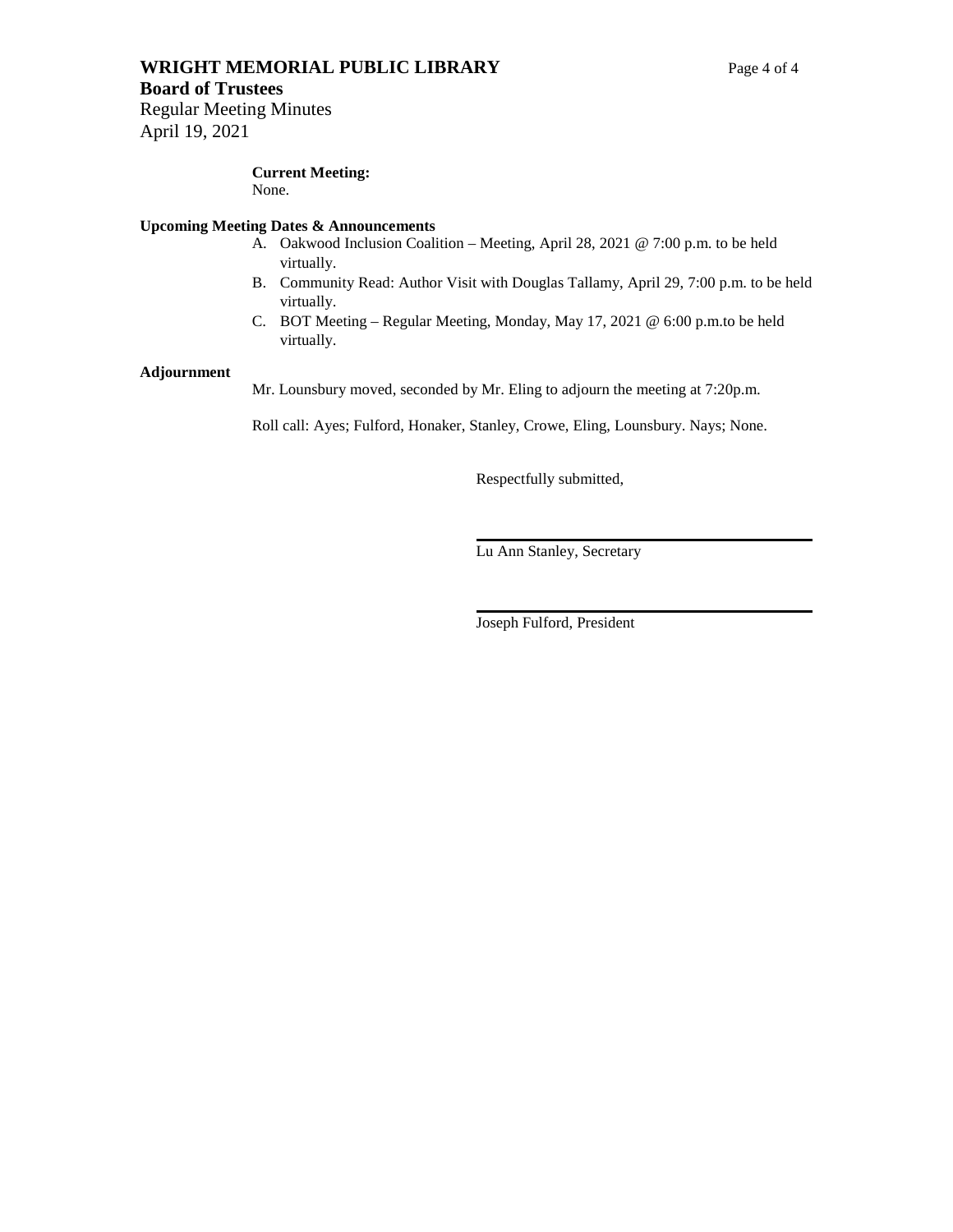**Current Meeting:**
None.

**Upcoming Meeting Dates & Announcements**

A. Oakwood Inclusion Coalition – Meeting, April 28, 2021 @ 7:00 p.m. to be held virtually.
B. Community Read: Author Visit with Douglas Tallamy, April 29, 7:00 p.m. to be held virtually.
C. BOT Meeting – Regular Meeting, Monday, May 17, 2021 @ 6:00 p.m.to be held virtually.

**Adjournment**

Mr. Lounsbury moved, seconded by Mr. Eling to adjourn the meeting at 7:20p.m.

Roll call: Ayes; Fulford, Honaker, Stanley, Crowe, Eling, Lounsbury. Nays; None.

Respectfully submitted,

Lu Ann Stanley, Secretary

Joseph Fulford, President